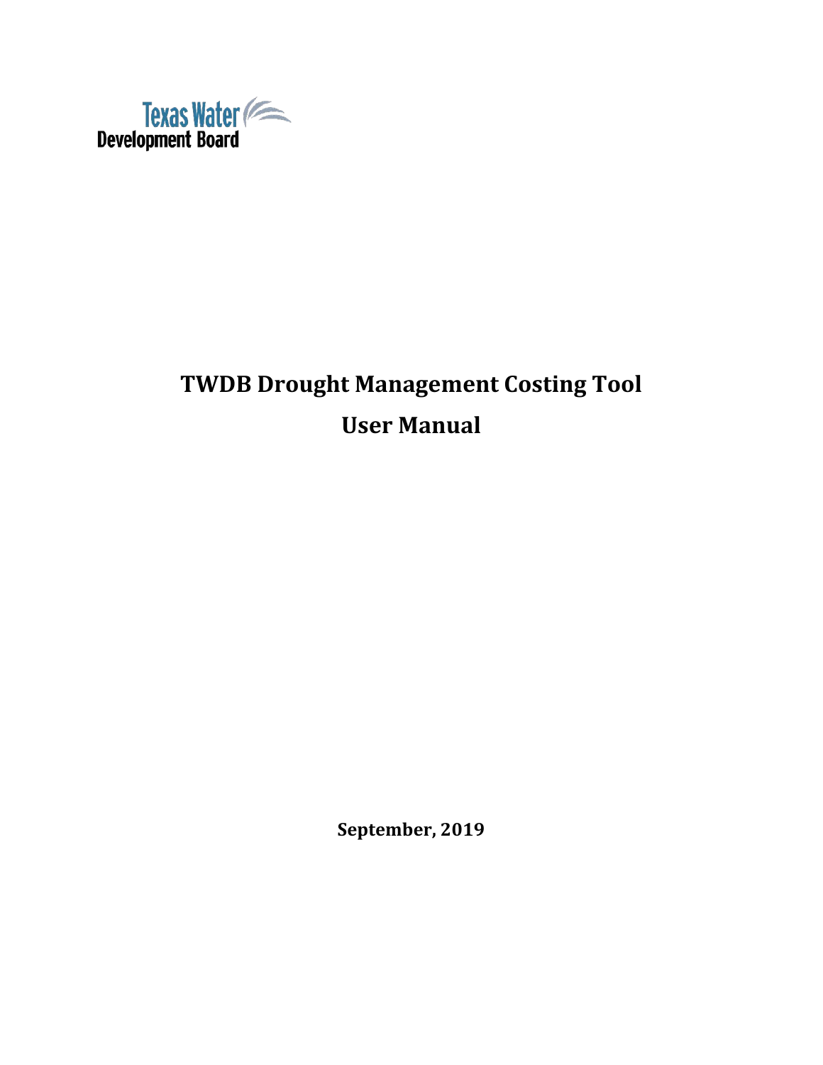Texas Water Development Board

# TWDB Drought Management Costing Tool

# User Manual

**September, 2019**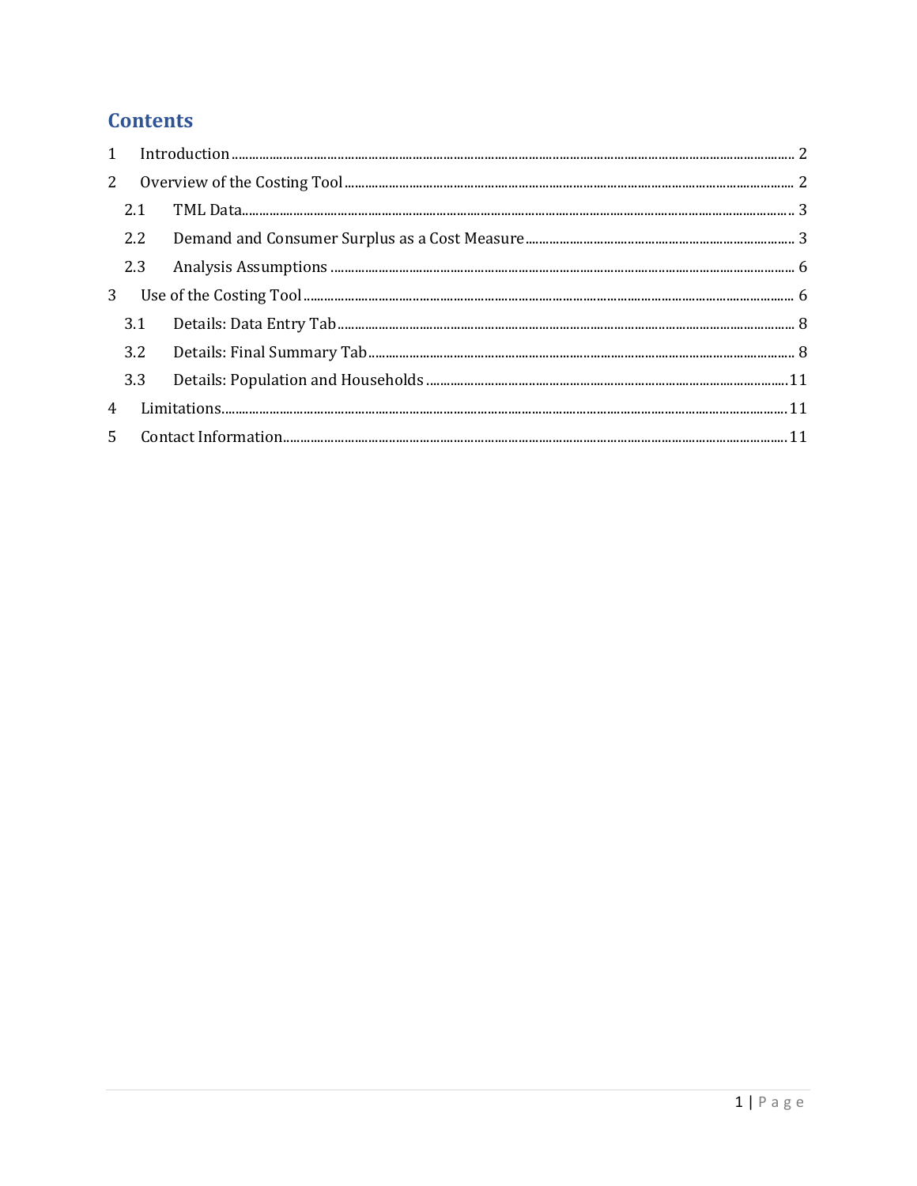# Contents

1 Introduction ........ 2

2 Overview of the Costing Tool ........ 2

- 2.1 TML Data ........ 3
- 2.2 Demand and Consumer Surplus as a Cost Measure ........ 3
- 2.3 Analysis Assumptions ........ 6

3 Use of the Costing Tool ........ 6

- 3.1 Details: Data Entry Tab ........ 8
- 3.2 Details: Final Summary Tab ........ 8
- 3.3 Details: Population and Households ........ 11

4 Limitations ........ 11

5 Contact Information ........ 11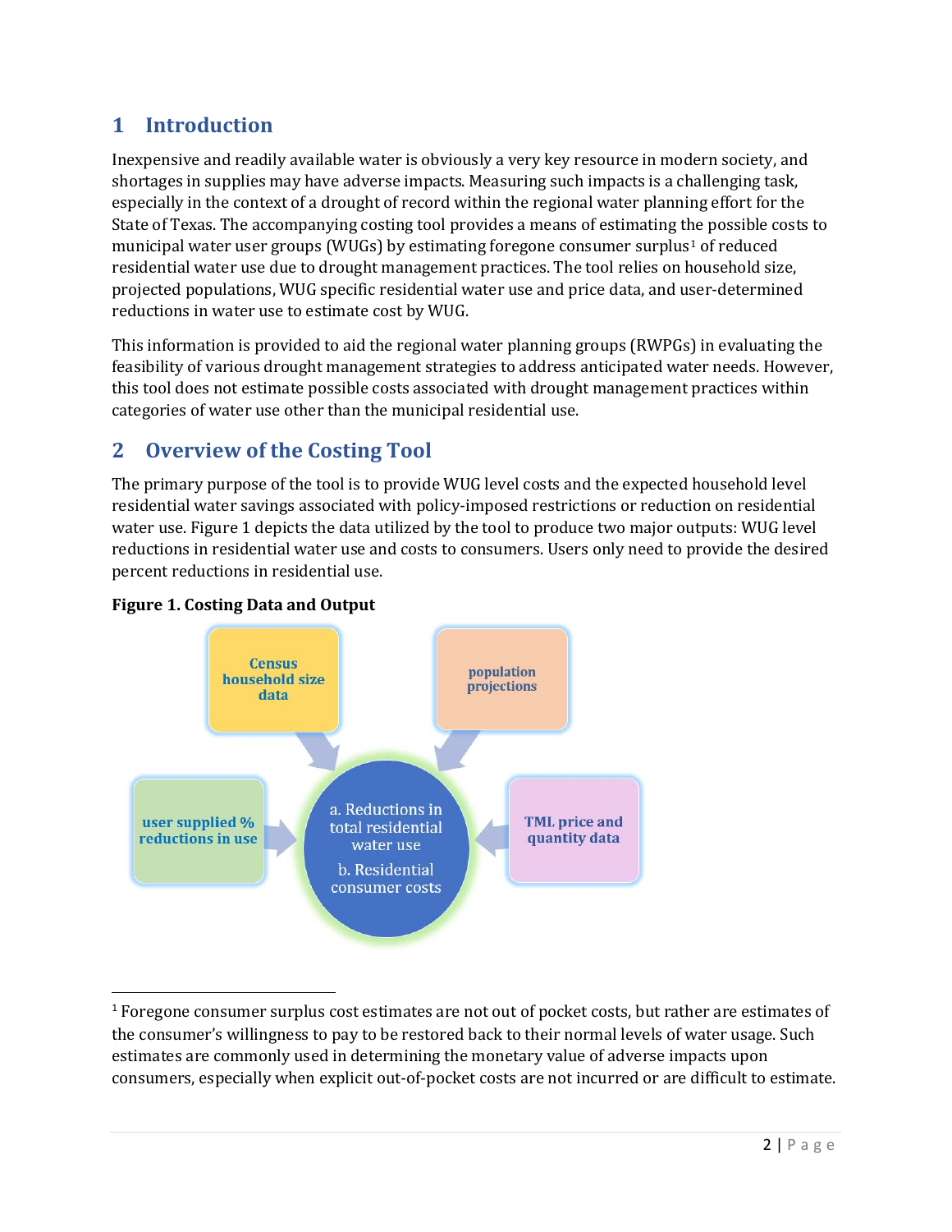## 1 Introduction

Inexpensive and readily available water is obviously a very key resource in modern society, and shortages in supplies may have adverse impacts. Measuring such impacts is a challenging task, especially in the context of a drought of record within the regional water planning effort for the State of Texas. The accompanying costing tool provides a means of estimating the possible costs to municipal water user groups (WUGs) by estimating foregone consumer surplus[1] of reduced residential water use due to drought management practices. The tool relies on household size, projected populations, WUG specific residential water use and price data, and user-determined reductions in water use to estimate cost by WUG.

This information is provided to aid the regional water planning groups (RWPGs) in evaluating the feasibility of various drought management strategies to address anticipated water needs. However, this tool does not estimate possible costs associated with drought management practices within categories of water use other than the municipal residential use.

## 2 Overview of the Costing Tool

The primary purpose of the tool is to provide WUG level costs and the expected household level residential water savings associated with policy-imposed restrictions or reduction on residential water use. Figure 1 depicts the data utilized by the tool to produce two major outputs: WUG level reductions in residential water use and costs to consumers. Users only need to provide the desired percent reductions in residential use.

**Figure 1. Costing Data and Output**

Census household size data

population projections

user supplied % reductions in use

a. Reductions in total residential water use

b. Residential consumer costs

TML price and quantity data

---

[1] Foregone consumer surplus cost estimates are not out of pocket costs, but rather are estimates of the consumer's willingness to pay to be restored back to their normal levels of water usage. Such estimates are commonly used in determining the monetary value of adverse impacts upon consumers, especially when explicit out-of-pocket costs are not incurred or are difficult to estimate.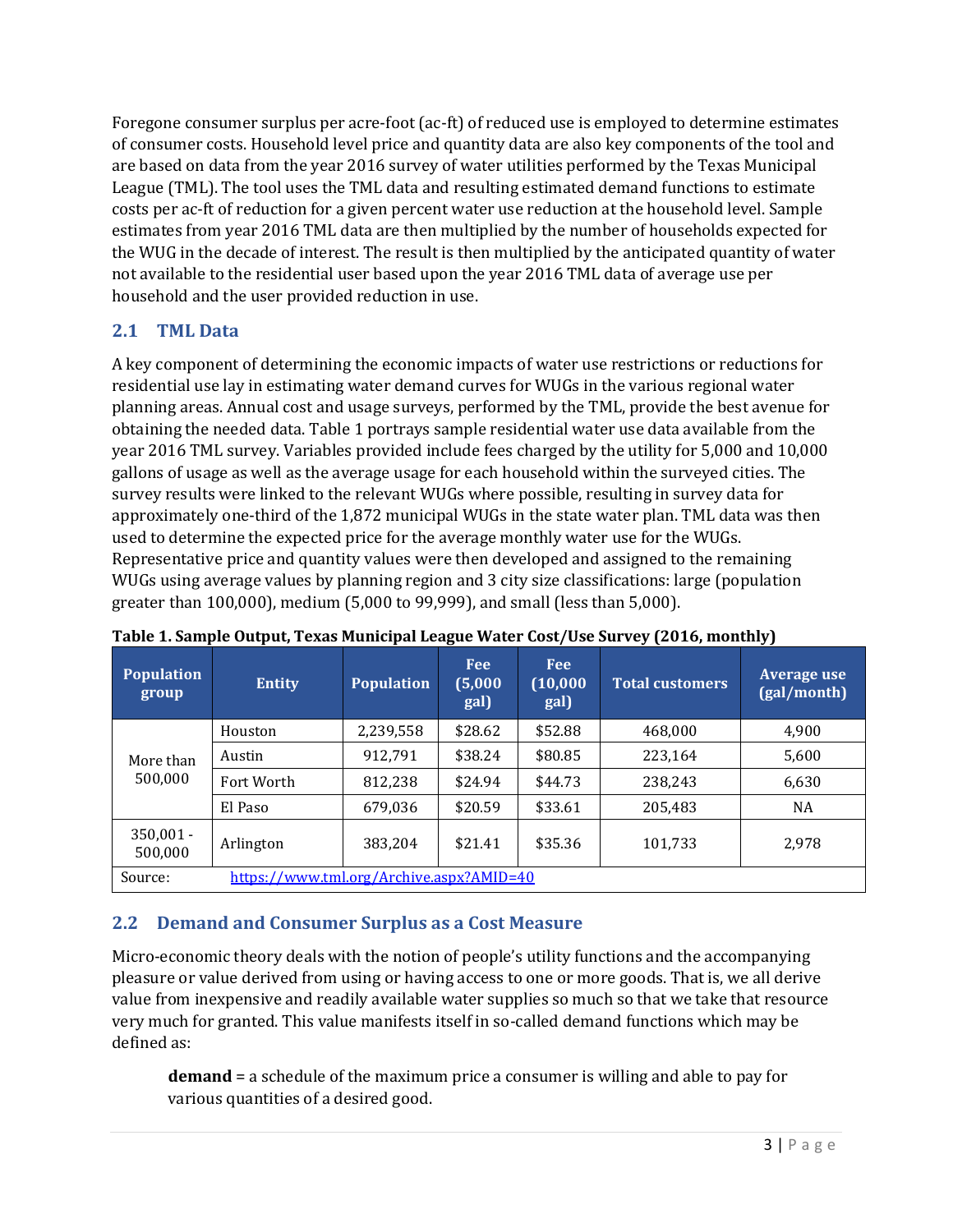Foregone consumer surplus per acre-foot (ac-ft) of reduced use is employed to determine estimates of consumer costs. Household level price and quantity data are also key components of the tool and are based on data from the year 2016 survey of water utilities performed by the Texas Municipal League (TML). The tool uses the TML data and resulting estimated demand functions to estimate costs per ac-ft of reduction for a given percent water use reduction at the household level. Sample estimates from year 2016 TML data are then multiplied by the number of households expected for the WUG in the decade of interest. The result is then multiplied by the anticipated quantity of water not available to the residential user based upon the year 2016 TML data of average use per household and the user provided reduction in use.

## 2.1 TML Data

A key component of determining the economic impacts of water use restrictions or reductions for residential use lay in estimating water demand curves for WUGs in the various regional water planning areas. Annual cost and usage surveys, performed by the TML, provide the best avenue for obtaining the needed data. Table 1 portrays sample residential water use data available from the year 2016 TML survey. Variables provided include fees charged by the utility for 5,000 and 10,000 gallons of usage as well as the average usage for each household within the surveyed cities. The survey results were linked to the relevant WUGs where possible, resulting in survey data for approximately one-third of the 1,872 municipal WUGs in the state water plan. TML data was then used to determine the expected price for the average monthly water use for the WUGs. Representative price and quantity values were then developed and assigned to the remaining WUGs using average values by planning region and 3 city size classifications: large (population greater than 100,000), medium (5,000 to 99,999), and small (less than 5,000).

**Table 1. Sample Output, Texas Municipal League Water Cost/Use Survey (2016, monthly)**

| Population group | Entity | Population | Fee (5,000 gal) | Fee (10,000 gal) | Total customers | Average use (gal/month) |
|---|---|---|---|---|---|---|
| More than 500,000 | Houston | 2,239,558 | $28.62 | $52.88 | 468,000 | 4,900 |
| | Austin | 912,791 | $38.24 | $80.85 | 223,164 | 5,600 |
| | Fort Worth | 812,238 | $24.94 | $44.73 | 238,243 | 6,630 |
| | El Paso | 679,036 | $20.59 | $33.61 | 205,483 | NA |
| 350,001 - 500,000 | Arlington | 383,204 | $21.41 | $35.36 | 101,733 | 2,978 |
| Source: | https://www.tml.org/Archive.aspx?AMID=40 | | | | | |

## 2.2 Demand and Consumer Surplus as a Cost Measure

Micro-economic theory deals with the notion of people's utility functions and the accompanying pleasure or value derived from using or having access to one or more goods. That is, we all derive value from inexpensive and readily available water supplies so much so that we take that resource very much for granted. This value manifests itself in so-called demand functions which may be defined as:

> **demand** = a schedule of the maximum price a consumer is willing and able to pay for various quantities of a desired good.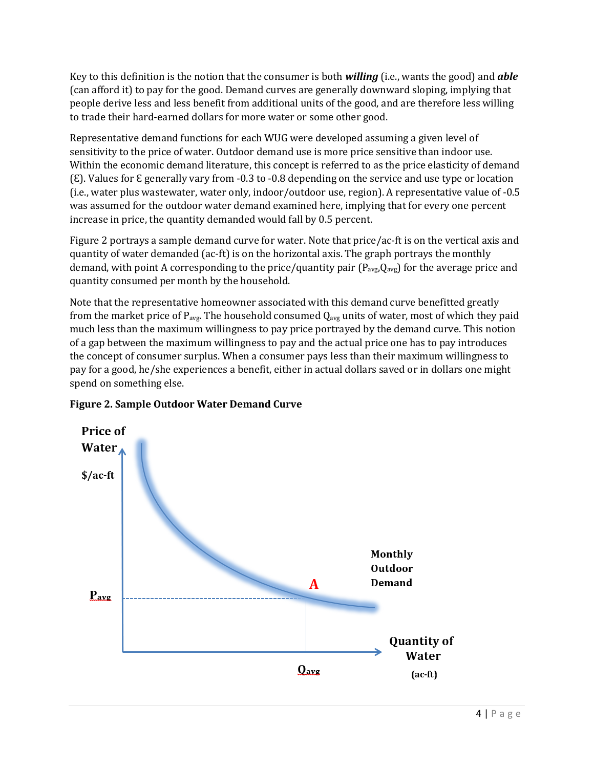Key to this definition is the notion that the consumer is both ***willing*** (i.e., wants the good) and ***able*** (can afford it) to pay for the good. Demand curves are generally downward sloping, implying that people derive less and less benefit from additional units of the good, and are therefore less willing to trade their hard-earned dollars for more water or some other good.

Representative demand functions for each WUG were developed assuming a given level of sensitivity to the price of water. Outdoor demand use is more price sensitive than indoor use. Within the economic demand literature, this concept is referred to as the price elasticity of demand ($\mathcal{E}$). Values for $\mathcal{E}$ generally vary from -0.3 to -0.8 depending on the service and use type or location (i.e., water plus wastewater, water only, indoor/outdoor use, region). A representative value of -0.5 was assumed for the outdoor water demand examined here, implying that for every one percent increase in price, the quantity demanded would fall by 0.5 percent.

Figure 2 portrays a sample demand curve for water. Note that price/ac-ft is on the vertical axis and quantity of water demanded (ac-ft) is on the horizontal axis. The graph portrays the monthly demand, with point A corresponding to the price/quantity pair ($P_{avg}$,$Q_{avg}$) for the average price and quantity consumed per month by the household.

Note that the representative homeowner associated with this demand curve benefitted greatly from the market price of $P_{avg}$. The household consumed $Q_{avg}$ units of water, most of which they paid much less than the maximum willingness to pay price portrayed by the demand curve. This notion of a gap between the maximum willingness to pay and the actual price one has to pay introduces the concept of consumer surplus. When a consumer pays less than their maximum willingness to pay for a good, he/she experiences a benefit, either in actual dollars saved or in dollars one might spend on something else.

**Figure 2. Sample Outdoor Water Demand Curve**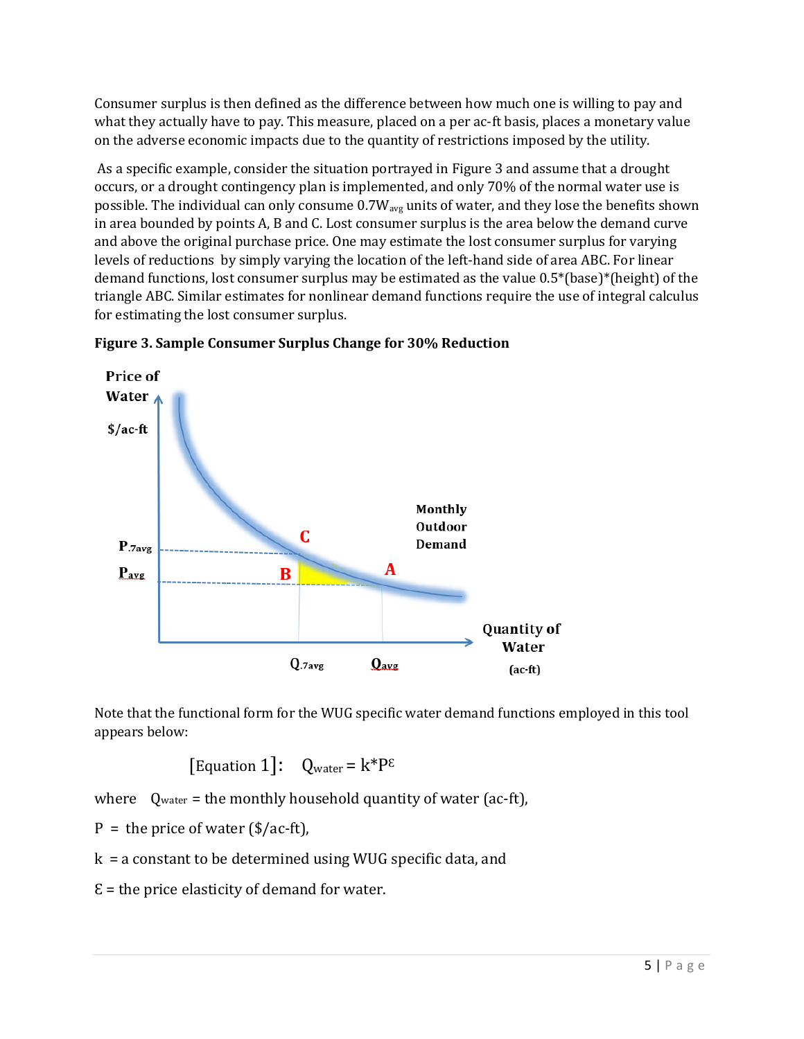Consumer surplus is then defined as the difference between how much one is willing to pay and what they actually have to pay. This measure, placed on a per ac-ft basis, places a monetary value on the adverse economic impacts due to the quantity of restrictions imposed by the utility.

As a specific example, consider the situation portrayed in Figure 3 and assume that a drought occurs, or a drought contingency plan is implemented, and only 70% of the normal water use is possible. The individual can only consume $0.7W_{avg}$ units of water, and they lose the benefits shown in area bounded by points A, B and C. Lost consumer surplus is the area below the demand curve and above the original purchase price. One may estimate the lost consumer surplus for varying levels of reductions by simply varying the location of the left-hand side of area ABC. For linear demand functions, lost consumer surplus may be estimated as the value 0.5*(base)*(height) of the triangle ABC. Similar estimates for nonlinear demand functions require the use of integral calculus for estimating the lost consumer surplus.

**Figure 3. Sample Consumer Surplus Change for 30% Reduction**

Note that the functional form for the WUG specific water demand functions employed in this tool appears below:

$$[\text{Equation 1}]: \quad Q_{water} = k*P^{\varepsilon}$$

where $Q_{water}$ = the monthly household quantity of water (ac-ft),

P = the price of water ($/ac-ft),

k = a constant to be determined using WUG specific data, and

$\varepsilon$ = the price elasticity of demand for water.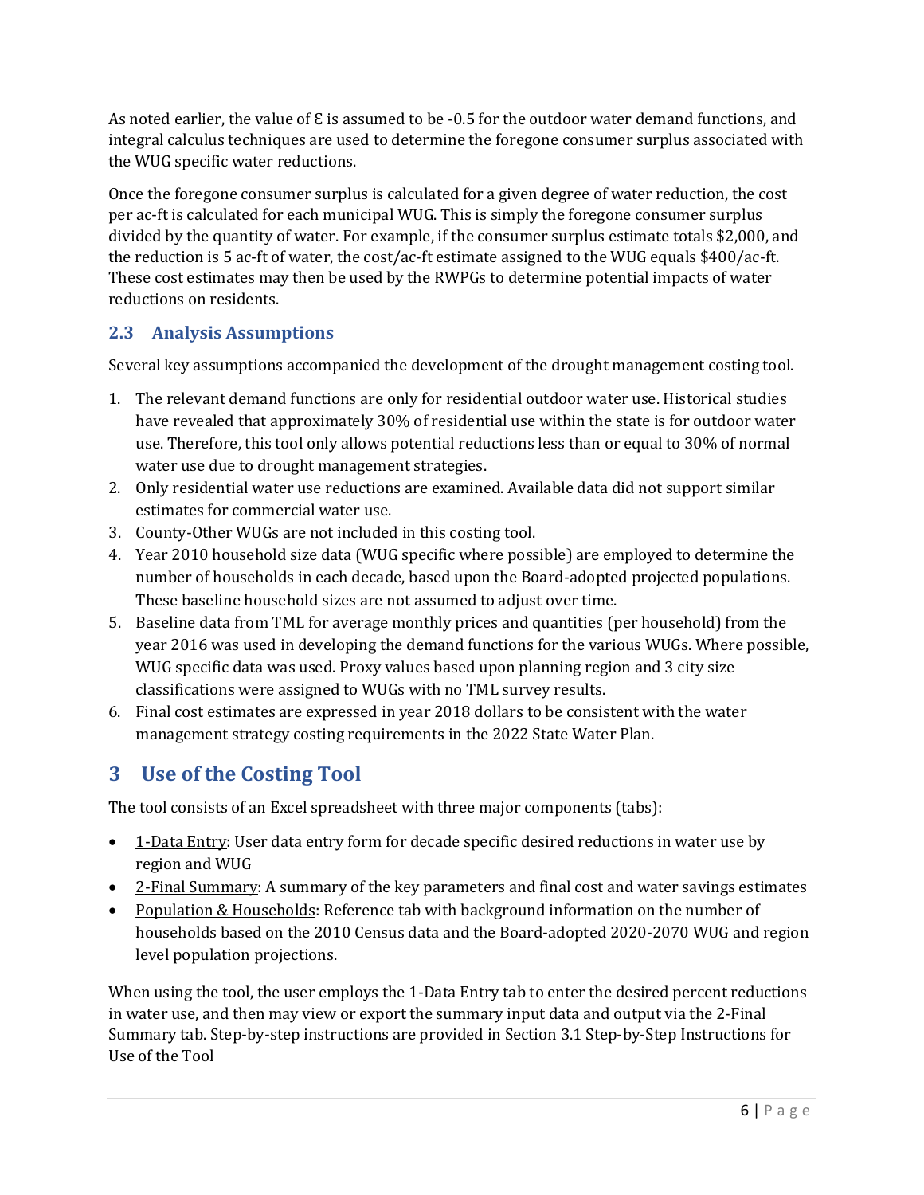As noted earlier, the value of $\mathcal{E}$ is assumed to be -0.5 for the outdoor water demand functions, and integral calculus techniques are used to determine the foregone consumer surplus associated with the WUG specific water reductions.

Once the foregone consumer surplus is calculated for a given degree of water reduction, the cost per ac-ft is calculated for each municipal WUG. This is simply the foregone consumer surplus divided by the quantity of water. For example, if the consumer surplus estimate totals $2,000, and the reduction is 5 ac-ft of water, the cost/ac-ft estimate assigned to the WUG equals $400/ac-ft. These cost estimates may then be used by the RWPGs to determine potential impacts of water reductions on residents.

## 2.3 Analysis Assumptions

Several key assumptions accompanied the development of the drought management costing tool.

1. The relevant demand functions are only for residential outdoor water use. Historical studies have revealed that approximately 30% of residential use within the state is for outdoor water use. Therefore, this tool only allows potential reductions less than or equal to 30% of normal water use due to drought management strategies.
2. Only residential water use reductions are examined. Available data did not support similar estimates for commercial water use.
3. County-Other WUGs are not included in this costing tool.
4. Year 2010 household size data (WUG specific where possible) are employed to determine the number of households in each decade, based upon the Board-adopted projected populations. These baseline household sizes are not assumed to adjust over time.
5. Baseline data from TML for average monthly prices and quantities (per household) from the year 2016 was used in developing the demand functions for the various WUGs. Where possible, WUG specific data was used. Proxy values based upon planning region and 3 city size classifications were assigned to WUGs with no TML survey results.
6. Final cost estimates are expressed in year 2018 dollars to be consistent with the water management strategy costing requirements in the 2022 State Water Plan.

# 3 Use of the Costing Tool

The tool consists of an Excel spreadsheet with three major components (tabs):

- 1-Data Entry: User data entry form for decade specific desired reductions in water use by region and WUG
- 2-Final Summary: A summary of the key parameters and final cost and water savings estimates
- Population & Households: Reference tab with background information on the number of households based on the 2010 Census data and the Board-adopted 2020-2070 WUG and region level population projections.

When using the tool, the user employs the 1-Data Entry tab to enter the desired percent reductions in water use, and then may view or export the summary input data and output via the 2-Final Summary tab. Step-by-step instructions are provided in Section 3.1 Step-by-Step Instructions for Use of the Tool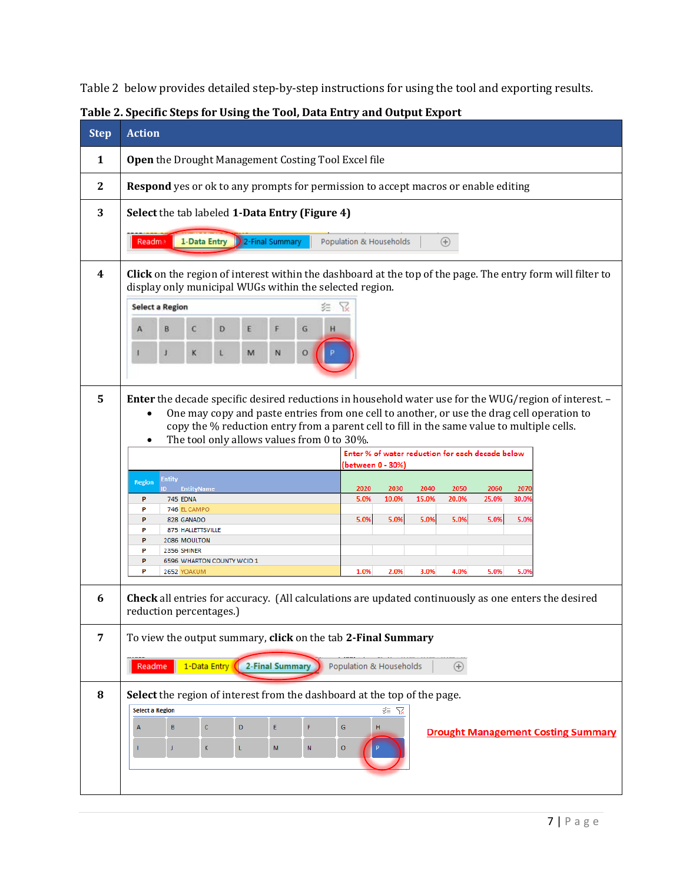Table 2 below provides detailed step-by-step instructions for using the tool and exporting results.

**Table 2. Specific Steps for Using the Tool, Data Entry and Output Export**

| Step | Action |
|---|---|
| 1 | **Open** the Drought Management Costing Tool Excel file |
| 2 | **Respond** yes or ok to any prompts for permission to accept macros or enable editing |
| 3 | **Select** the tab labeled **1-Data Entry (Figure 4)** |
| 4 | **Click** on the region of interest within the dashboard at the top of the page. The entry form will filter to display only municipal WUGs within the selected region. |
| 5 | **Enter** the decade specific desired reductions in household water use for the WUG/region of interest. – <br>• One may copy and paste entries from one cell to another, or use the drag cell operation to copy the % reduction entry from a parent cell to fill in the same value to multiple cells.<br>• The tool only allows values from 0 to 30%. |
| 6 | **Check** all entries for accuracy. (All calculations are updated continuously as one enters the desired reduction percentages.) |
| 7 | To view the output summary, **click** on the tab **2-Final Summary** |
| 8 | **Select** the region of interest from the dashboard at the top of the page. |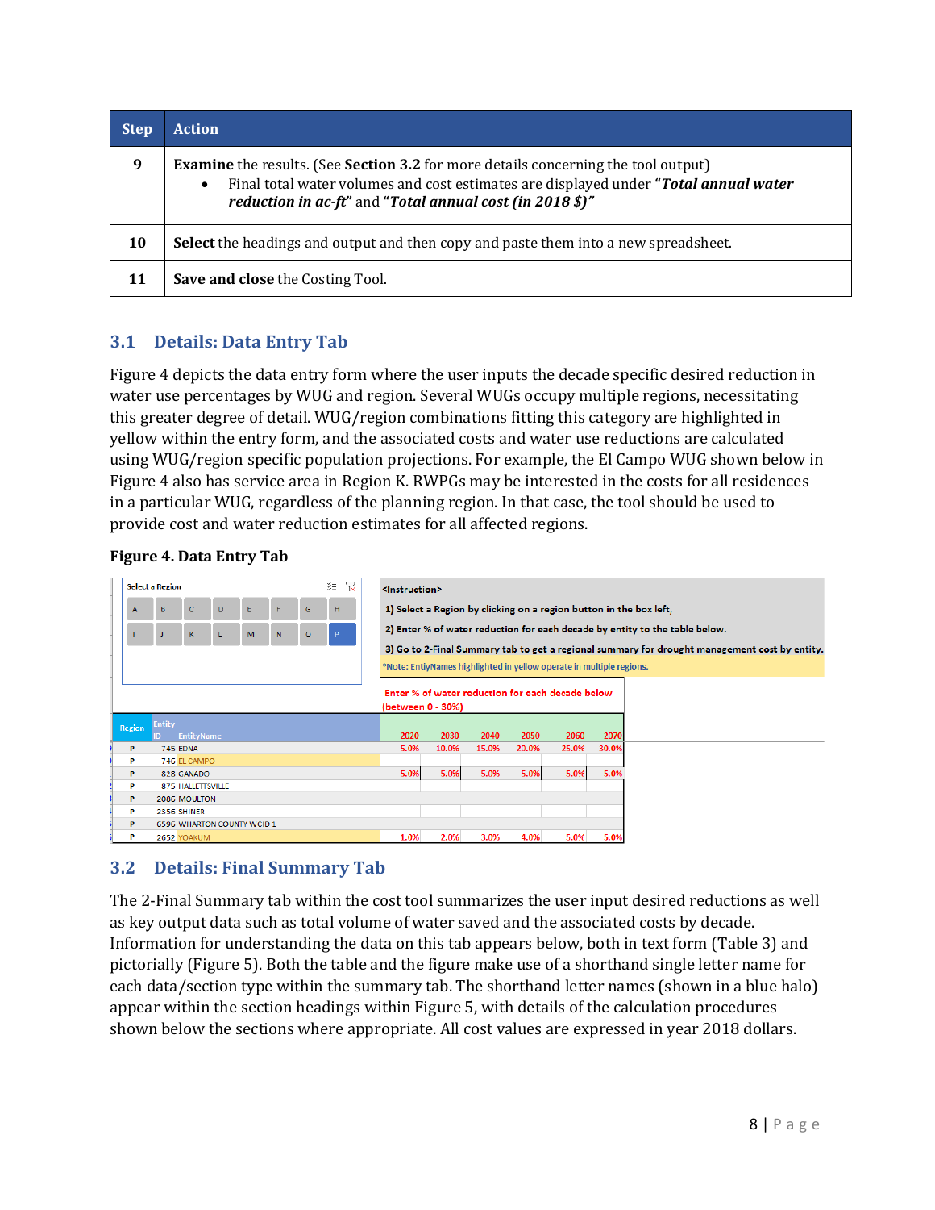| Step | Action |
|---|---|
| 9 | **Examine** the results. (See **Section 3.2** for more details concerning the tool output)<br>• Final total water volumes and cost estimates are displayed under ***"Total annual water reduction in ac-ft"*** and ***"Total annual cost (in 2018 $)"*** |
| 10 | **Select** the headings and output and then copy and paste them into a new spreadsheet. |
| 11 | **Save and close** the Costing Tool. |

## 3.1 Details: Data Entry Tab

Figure 4 depicts the data entry form where the user inputs the decade specific desired reduction in water use percentages by WUG and region. Several WUGs occupy multiple regions, necessitating this greater degree of detail. WUG/region combinations fitting this category are highlighted in yellow within the entry form, and the associated costs and water use reductions are calculated using WUG/region specific population projections. For example, the El Campo WUG shown below in Figure 4 also has service area in Region K. RWPGs may be interested in the costs for all residences in a particular WUG, regardless of the planning region. In that case, the tool should be used to provide cost and water reduction estimates for all affected regions.

**Figure 4. Data Entry Tab**

Select a Region: A B C D E F G H I J K L M N O P

<Instruction>

1) Select a Region by clicking on a region button in the box left,

2) Enter % of water reduction for each decade by entity to the table below.

3) Go to 2-Final Summary tab to get a regional summary for drought management cost by entity.

*Note: EntiyNames highlighted in yellow operate in multiple regions.

Enter % of water reduction for each decade below (between 0 - 30%)

| Region | Entity ID | EntityName | 2020 | 2030 | 2040 | 2050 | 2060 | 2070 |
|---|---|---|---|---|---|---|---|---|
| P | 745 | EDNA | 5.0% | 10.0% | 15.0% | 20.0% | 25.0% | 30.0% |
| P | 746 | EL CAMPO | | | | | | |
| P | 828 | GANADO | 5.0% | 5.0% | 5.0% | 5.0% | 5.0% | 5.0% |
| P | 875 | HALLETTSVILLE | | | | | | |
| P | 2086 | MOULTON | | | | | | |
| P | 2356 | SHINER | | | | | | |
| P | 6596 | WHARTON COUNTY WCID 1 | | | | | | |
| P | 2652 | YOAKUM | 1.0% | 2.0% | 3.0% | 4.0% | 5.0% | 5.0% |

## 3.2 Details: Final Summary Tab

The 2-Final Summary tab within the cost tool summarizes the user input desired reductions as well as key output data such as total volume of water saved and the associated costs by decade. Information for understanding the data on this tab appears below, both in text form (Table 3) and pictorially (Figure 5). Both the table and the figure make use of a shorthand single letter name for each data/section type within the summary tab. The shorthand letter names (shown in a blue halo) appear within the section headings within Figure 5, with details of the calculation procedures shown below the sections where appropriate. All cost values are expressed in year 2018 dollars.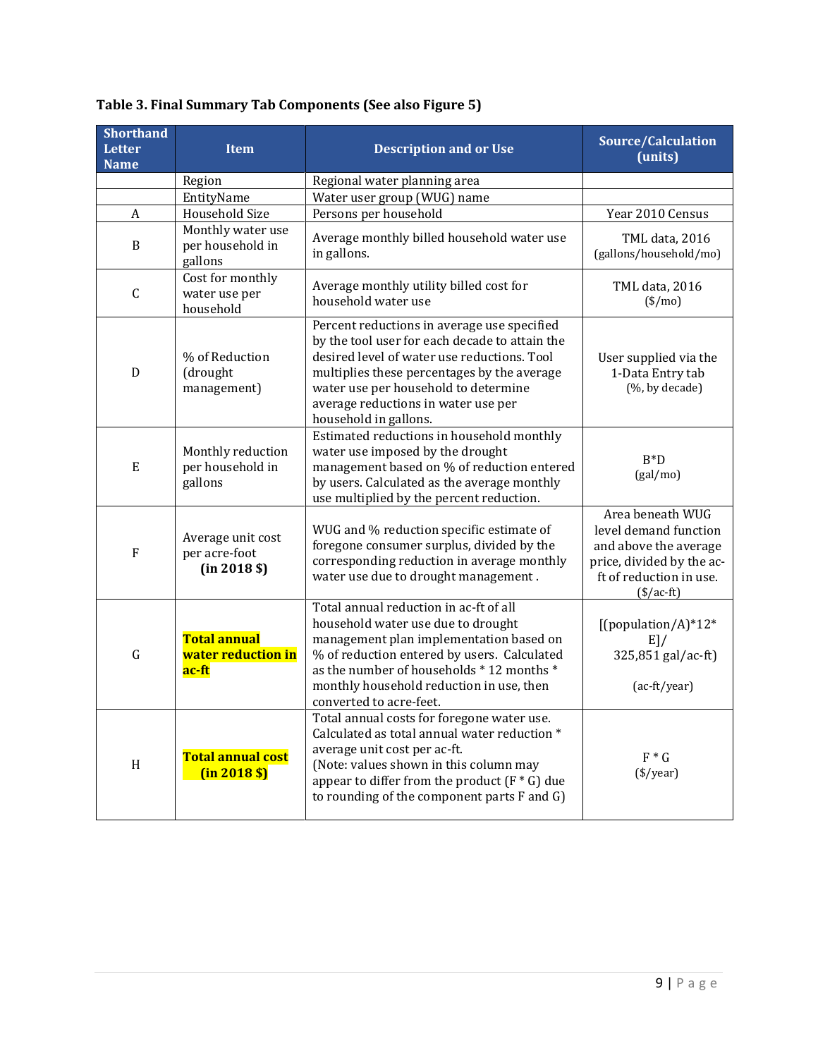**Table 3. Final Summary Tab Components (See also Figure 5)**

| Shorthand Letter Name | Item | Description and or Use | Source/Calculation (units) |
|---|---|---|---|
| | Region | Regional water planning area | |
| | EntityName | Water user group (WUG) name | |
| A | Household Size | Persons per household | Year 2010 Census |
| B | Monthly water use per household in gallons | Average monthly billed household water use in gallons. | TML data, 2016 (gallons/household/mo) |
| C | Cost for monthly water use per household | Average monthly utility billed cost for household water use | TML data, 2016 ($/mo) |
| D | % of Reduction (drought management) | Percent reductions in average use specified by the tool user for each decade to attain the desired level of water use reductions. Tool multiplies these percentages by the average water use per household to determine average reductions in water use per household in gallons. | User supplied via the 1-Data Entry tab (%, by decade) |
| E | Monthly reduction per household in gallons | Estimated reductions in household monthly water use imposed by the drought management based on % of reduction entered by users. Calculated as the average monthly use multiplied by the percent reduction. | B*D (gal/mo) |
| F | Average unit cost per acre-foot **(in 2018 $)** | WUG and % reduction specific estimate of foregone consumer surplus, divided by the corresponding reduction in average monthly water use due to drought management . | Area beneath WUG level demand function and above the average price, divided by the ac-ft of reduction in use. ($/ac-ft) |
| G | **Total annual water reduction in ac-ft** | Total annual reduction in ac-ft of all household water use due to drought management plan implementation based on % of reduction entered by users. Calculated as the number of households * 12 months * monthly household reduction in use, then converted to acre-feet. | [(population/A)*12* E]/ 325,851 gal/ac-ft) (ac-ft/year) |
| H | **Total annual cost (in 2018 $)** | Total annual costs for foregone water use. Calculated as total annual water reduction * average unit cost per ac-ft. (Note: values shown in this column may appear to differ from the product (F * G) due to rounding of the component parts F and G) | F * G ($/year) |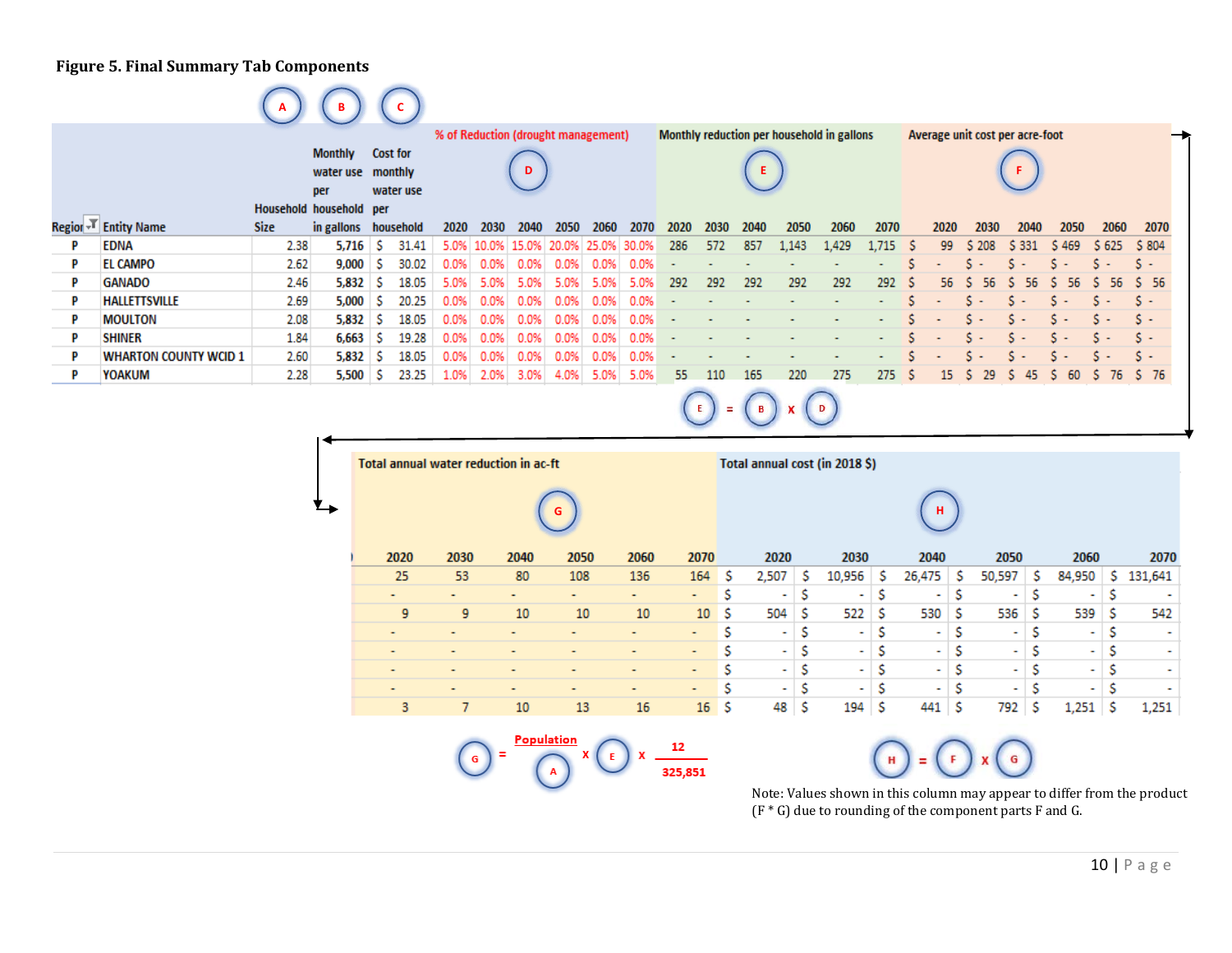**Figure 5. Final Summary Tab Components**

| Region | Entity Name | Household Size (A) | Monthly water use per household in gallons (B) | Cost for monthly water use per household (C) | % of Reduction (drought management) (D) 2020 | 2030 | 2040 | 2050 | 2060 | 2070 | Monthly reduction per household in gallons (E) 2020 | 2030 | 2040 | 2050 | 2060 | 2070 | Average unit cost per acre-foot (F) 2020 | 2030 | 2040 | 2050 | 2060 | 2070 |
|---|---|---|---|---|---|---|---|---|---|---|---|---|---|---|---|---|---|---|---|---|---|---|
| P | EDNA | 2.38 | 5,716 | $ 31.41 | 5.0% | 10.0% | 15.0% | 20.0% | 25.0% | 30.0% | 286 | 572 | 857 | 1,143 | 1,429 | 1,715 | $ 99 | $ 208 | $ 331 | $ 469 | $ 625 | $ 804 |
| P | EL CAMPO | 2.62 | 9,000 | $ 30.02 | 0.0% | 0.0% | 0.0% | 0.0% | 0.0% | 0.0% | - | - | - | - | - | - | $ - | $ - | $ - | $ - | $ - | $ - |
| P | GANADO | 2.46 | 5,832 | $ 18.05 | 5.0% | 5.0% | 5.0% | 5.0% | 5.0% | 5.0% | 292 | 292 | 292 | 292 | 292 | 292 | $ 56 | $ 56 | $ 56 | $ 56 | $ 56 | $ 56 |
| P | HALLETTSVILLE | 2.69 | 5,000 | $ 20.25 | 0.0% | 0.0% | 0.0% | 0.0% | 0.0% | 0.0% | - | - | - | - | - | - | $ - | $ - | $ - | $ - | $ - | $ - |
| P | MOULTON | 2.08 | 5,832 | $ 18.05 | 0.0% | 0.0% | 0.0% | 0.0% | 0.0% | 0.0% | - | - | - | - | - | - | $ - | $ - | $ - | $ - | $ - | $ - |
| P | SHINER | 1.84 | 6,663 | $ 19.28 | 0.0% | 0.0% | 0.0% | 0.0% | 0.0% | 0.0% | - | - | - | - | - | - | $ - | $ - | $ - | $ - | $ - | $ - |
| P | WHARTON COUNTY WCID 1 | 2.60 | 5,832 | $ 18.05 | 0.0% | 0.0% | 0.0% | 0.0% | 0.0% | 0.0% | - | - | - | - | - | - | $ - | $ - | $ - | $ - | $ - | $ - |
| P | YOAKUM | 2.28 | 5,500 | $ 23.25 | 1.0% | 2.0% | 3.0% | 4.0% | 5.0% | 5.0% | 55 | 110 | 165 | 220 | 275 | 275 | $ 15 | $ 29 | $ 45 | $ 60 | $ 76 | $ 76 |

$E = B \times D$

| Total annual water reduction in ac-ft (G) 2020 | 2030 | 2040 | 2050 | 2060 | 2070 | Total annual cost (in 2018 $) (H) 2020 | 2030 | 2040 | 2050 | 2060 | 2070 |
|---|---|---|---|---|---|---|---|---|---|---|---|
| 25 | 53 | 80 | 108 | 136 | 164 | $ 2,507 | $ 10,956 | $ 26,475 | $ 50,597 | $ 84,950 | $ 131,641 |
| - | - | - | - | - | - | $ - | $ - | $ - | $ - | $ - | $ - |
| 9 | 9 | 10 | 10 | 10 | 10 | $ 504 | $ 522 | $ 530 | $ 536 | $ 539 | $ 542 |
| - | - | - | - | - | - | $ - | $ - | $ - | $ - | $ - | $ - |
| - | - | - | - | - | - | $ - | $ - | $ - | $ - | $ - | $ - |
| - | - | - | - | - | - | $ - | $ - | $ - | $ - | $ - | $ - |
| - | - | - | - | - | - | $ - | $ - | $ - | $ - | $ - | $ - |
| 3 | 7 | 10 | 13 | 16 | 16 | $ 48 | $ 194 | $ 441 | $ 792 | $ 1,251 | $ 1,251 |

$G = \frac{\text{Population}}{A} \times E \times \frac{12}{325{,}851}$

$H = F \times G$

Note: Values shown in this column may appear to differ from the product (F * G) due to rounding of the component parts F and G.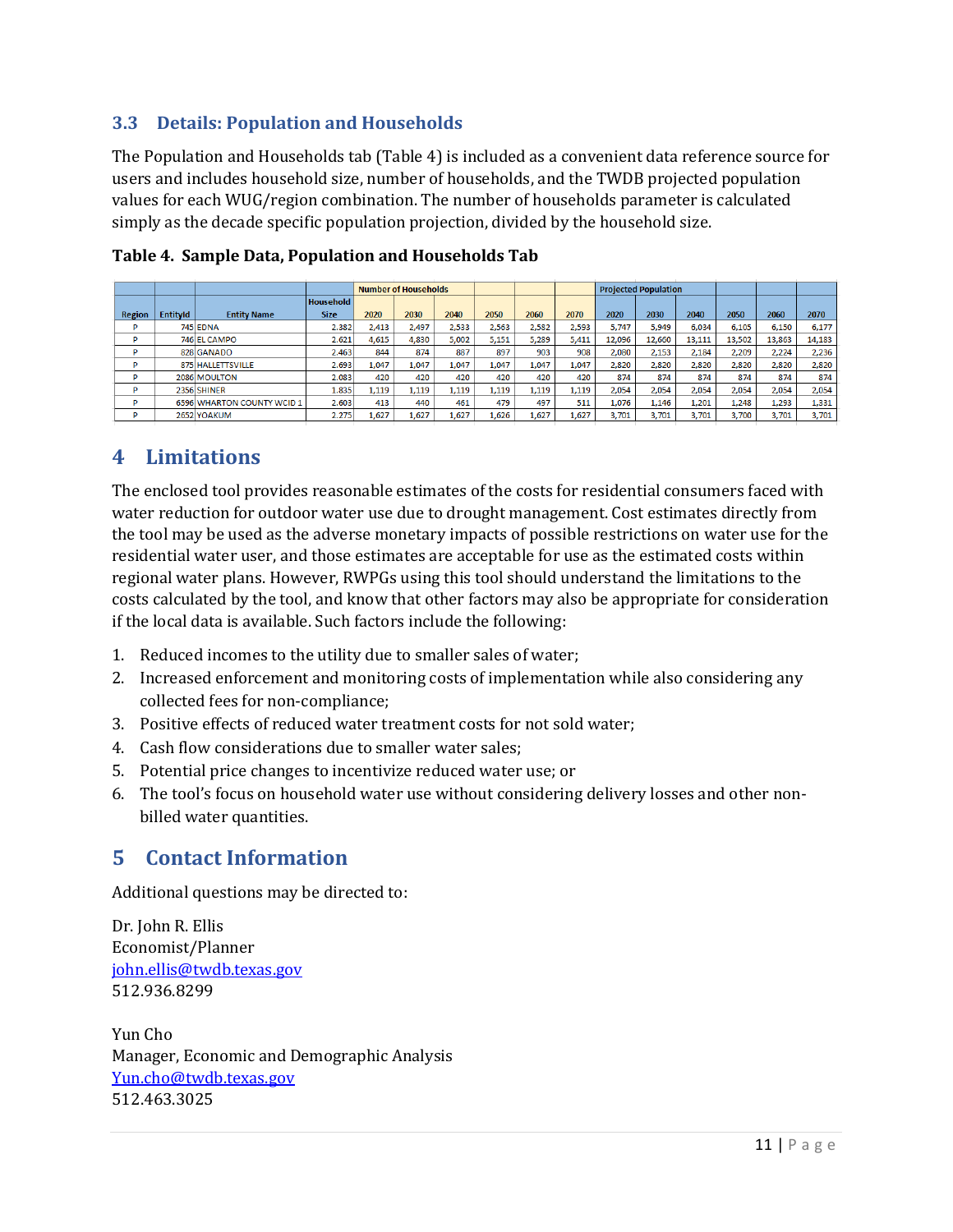## 3.3 Details: Population and Households

The Population and Households tab (Table 4) is included as a convenient data reference source for users and includes household size, number of households, and the TWDB projected population values for each WUG/region combination. The number of households parameter is calculated simply as the decade specific population projection, divided by the household size.

**Table 4. Sample Data, Population and Households Tab**

| | | | | Number of Households | | | | | | Projected Population | | | | | |
|---|---|---|---|---|---|---|---|---|---|---|---|---|---|---|---|
| Region | EntityId | Entity Name | Household Size | 2020 | 2030 | 2040 | 2050 | 2060 | 2070 | 2020 | 2030 | 2040 | 2050 | 2060 | 2070 |
| P | 745 | EDNA | 2.382 | 2,413 | 2,497 | 2,533 | 2,563 | 2,582 | 2,593 | 5,747 | 5,949 | 6,034 | 6,105 | 6,150 | 6,177 |
| P | 746 | EL CAMPO | 2.621 | 4,615 | 4,830 | 5,002 | 5,151 | 5,289 | 5,411 | 12,096 | 12,660 | 13,111 | 13,502 | 13,863 | 14,183 |
| P | 828 | GANADO | 2.463 | 844 | 874 | 887 | 897 | 903 | 908 | 2,080 | 2,153 | 2,184 | 2,209 | 2,224 | 2,236 |
| P | 875 | HALLETTSVILLE | 2.693 | 1,047 | 1,047 | 1,047 | 1,047 | 1,047 | 1,047 | 2,820 | 2,820 | 2,820 | 2,820 | 2,820 | 2,820 |
| P | 2086 | MOULTON | 2.083 | 420 | 420 | 420 | 420 | 420 | 420 | 874 | 874 | 874 | 874 | 874 | 874 |
| P | 2356 | SHINER | 1.835 | 1,119 | 1,119 | 1,119 | 1,119 | 1,119 | 1,119 | 2,054 | 2,054 | 2,054 | 2,054 | 2,054 | 2,054 |
| P | 6596 | WHARTON COUNTY WCID 1 | 2.603 | 413 | 440 | 461 | 479 | 497 | 511 | 1,076 | 1,146 | 1,201 | 1,248 | 1,293 | 1,331 |
| P | 2652 | YOAKUM | 2.275 | 1,627 | 1,627 | 1,627 | 1,626 | 1,627 | 1,627 | 3,701 | 3,701 | 3,701 | 3,700 | 3,701 | 3,701 |

# 4 Limitations

The enclosed tool provides reasonable estimates of the costs for residential consumers faced with water reduction for outdoor water use due to drought management. Cost estimates directly from the tool may be used as the adverse monetary impacts of possible restrictions on water use for the residential water user, and those estimates are acceptable for use as the estimated costs within regional water plans. However, RWPGs using this tool should understand the limitations to the costs calculated by the tool, and know that other factors may also be appropriate for consideration if the local data is available. Such factors include the following:

1. Reduced incomes to the utility due to smaller sales of water;
2. Increased enforcement and monitoring costs of implementation while also considering any collected fees for non-compliance;
3. Positive effects of reduced water treatment costs for not sold water;
4. Cash flow considerations due to smaller water sales;
5. Potential price changes to incentivize reduced water use; or
6. The tool's focus on household water use without considering delivery losses and other non-billed water quantities.

# 5 Contact Information

Additional questions may be directed to:

Dr. John R. Ellis
Economist/Planner
john.ellis@twdb.texas.gov
512.936.8299

Yun Cho
Manager, Economic and Demographic Analysis
Yun.cho@twdb.texas.gov
512.463.3025